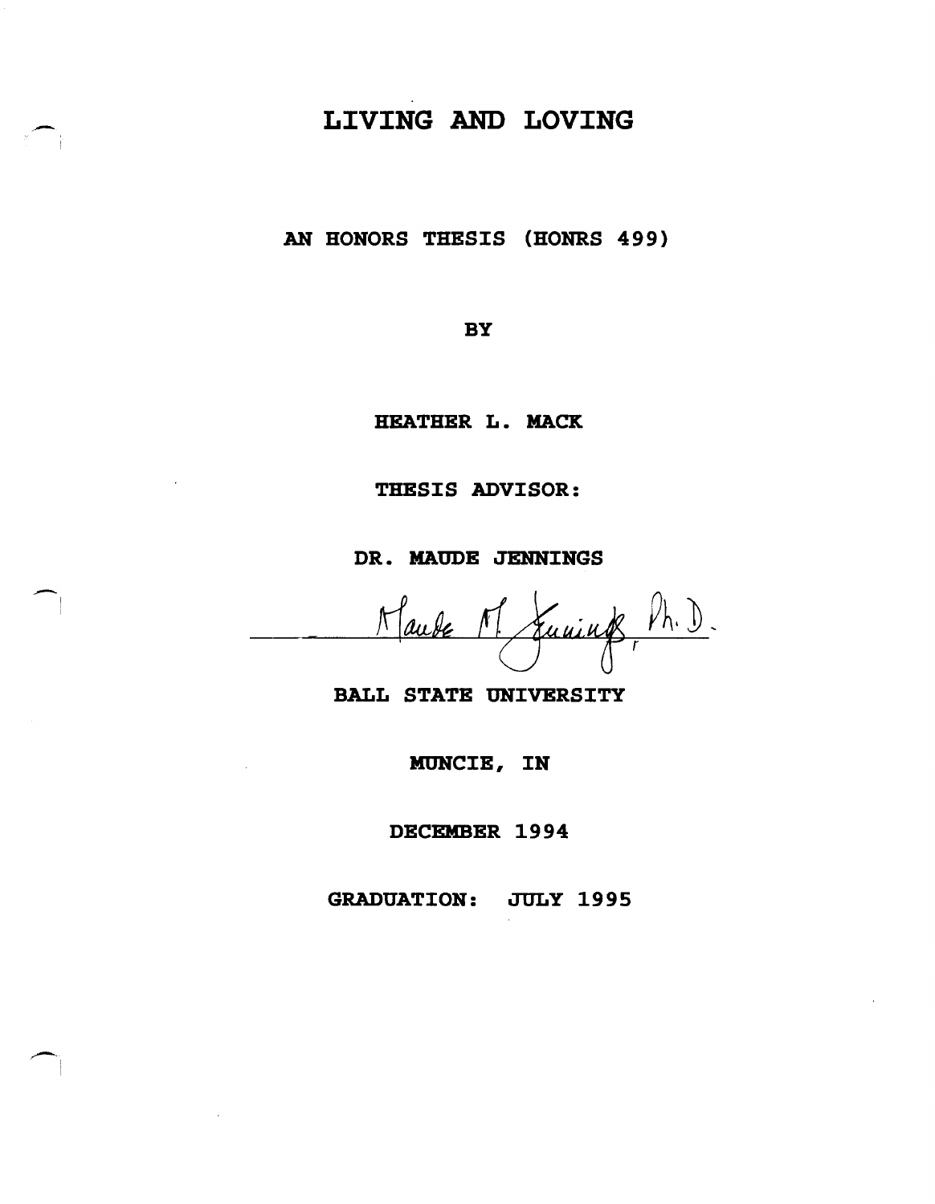# LIVING AND LOVING

AN HONORS THESIS (HONRS 499)

BY

HEATHER L. MACK

THESIS ADVISOR:

DR. MAUDE JENNINGS

Maude M. Jennings, Ph.D.

BALL STATE UNIVERSITY

MUNCIE, IN

DECEMBER 1994

GRADUATION: JULY 1995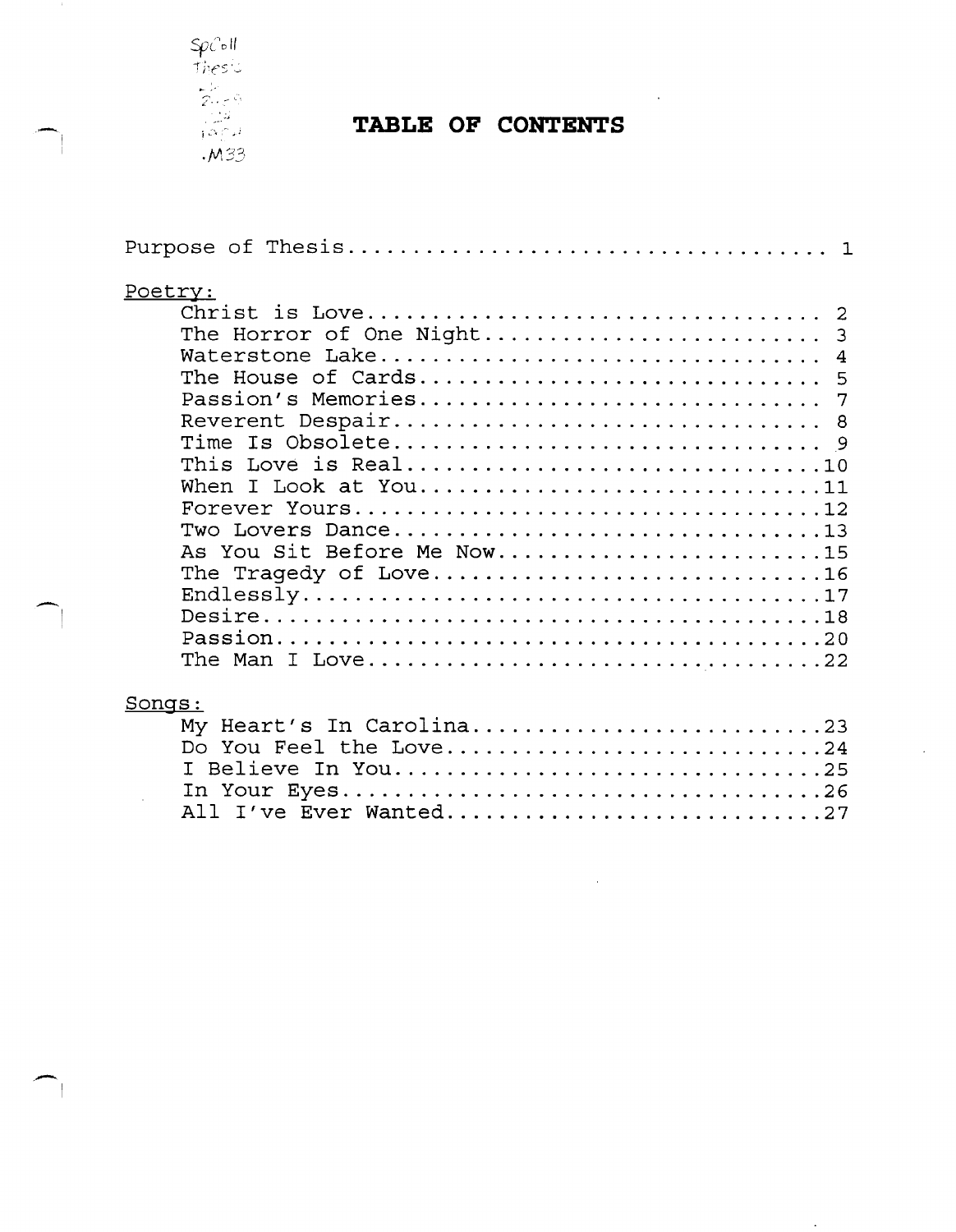# TABLE OF CONTENTS

Purpose of Thesis.................................... 1

Poetry:

- Christ is Love................................. 2
- The Horror of One Night......................... 3
- Waterstone Lake................................ 4
- The House of Cards............................. 5
- Passion's Memories............................. 7
- Reverent Despair............................... 8
- Time Is Obsolete............................... 9
- This Love is Real..............................10
- When I Look at You.............................11
- Forever Yours..................................12
- Two Lovers Dance...............................13
- As You Sit Before Me Now.......................15
- The Tragedy of Love............................16
- Endlessly......................................17
- Desire.........................................18
- Passion........................................20
- The Man I Love.................................22

Songs:

- My Heart's In Carolina.........................23
- Do You Feel the Love...........................24
- I Believe In You...............................25
- In Your Eyes...................................26
- All I've Ever Wanted...........................27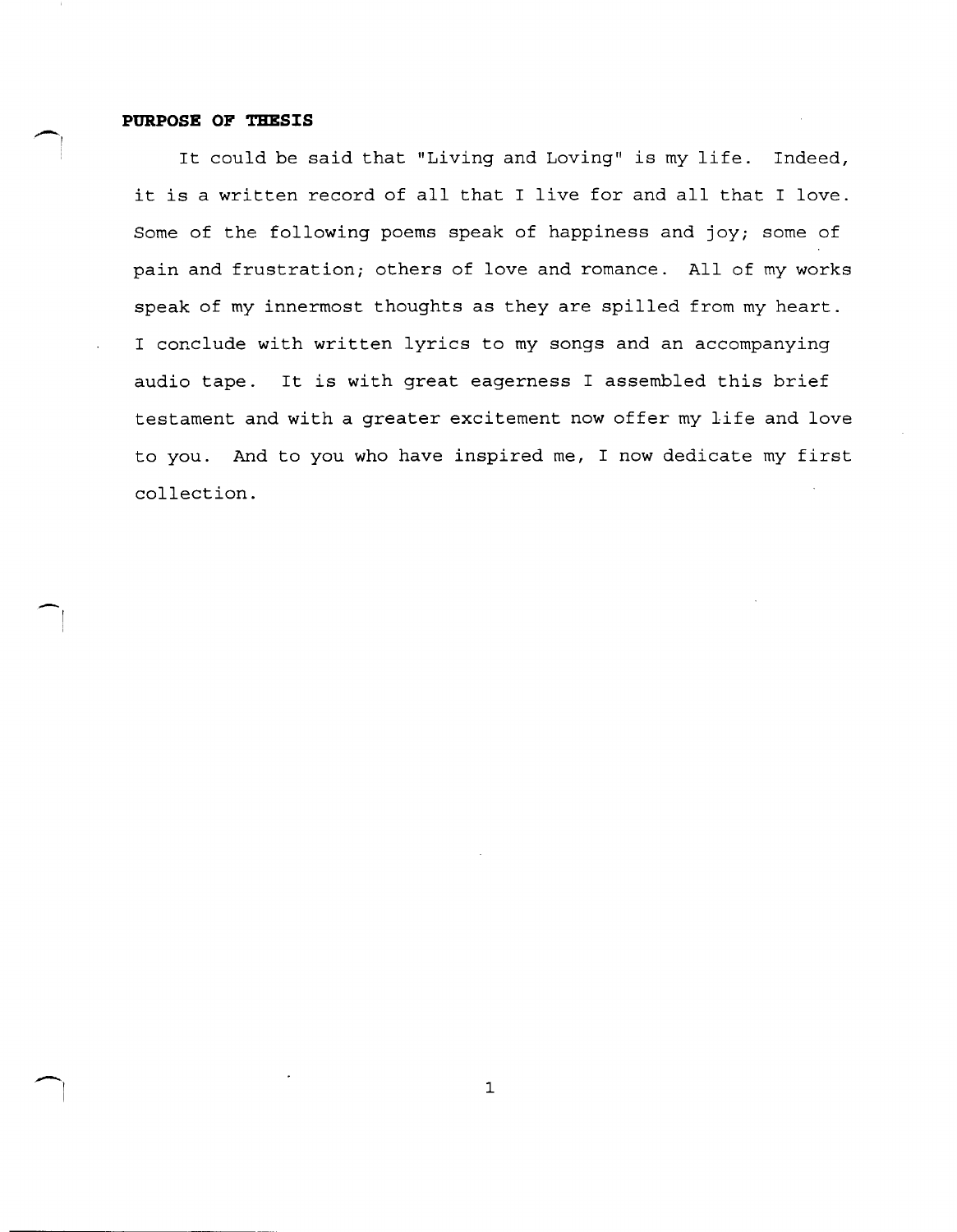**PURPOSE OF THESIS**

It could be said that "Living and Loving" is my life. Indeed, it is a written record of all that I live for and all that I love. Some of the following poems speak of happiness and joy; some of pain and frustration; others of love and romance. All of my works speak of my innermost thoughts as they are spilled from my heart. I conclude with written lyrics to my songs and an accompanying audio tape. It is with great eagerness I assembled this brief testament and with a greater excitement now offer my life and love to you. And to you who have inspired me, I now dedicate my first collection.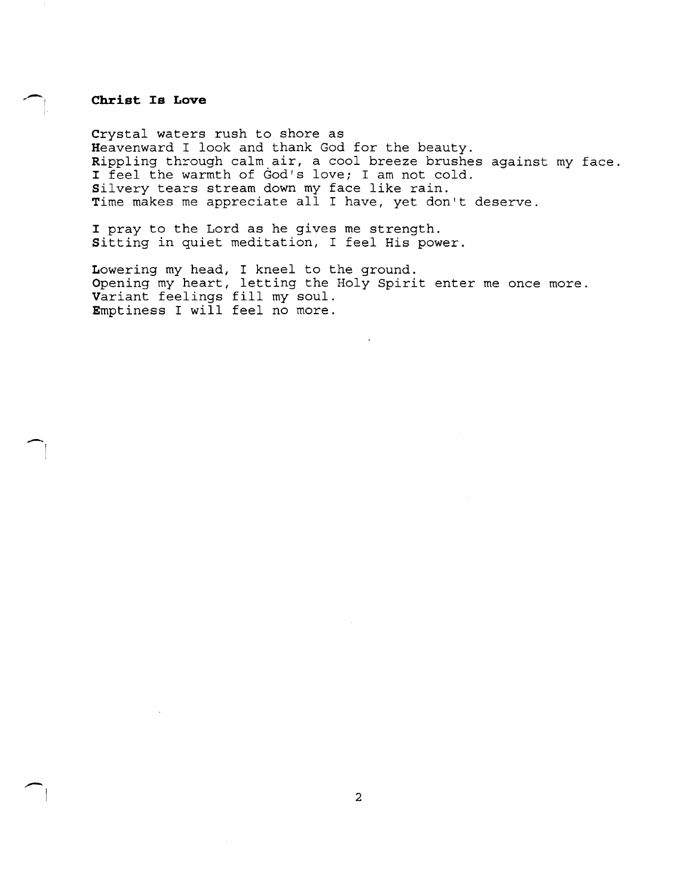**Christ Is Love**

**C**rystal waters rush to shore as  
**H**eavenward I look and thank God for the beauty.  
**R**ippling through calm air, a cool breeze brushes against my face.  
**I** feel the warmth of God's love; I am not cold.  
**S**ilvery tears stream down my face like rain.  
**T**ime makes me appreciate all I have, yet don't deserve.

**I** pray to the Lord as he gives me strength.  
**S**itting in quiet meditation, I feel His power.

**L**owering my head, I kneel to the ground.  
**O**pening my heart, letting the Holy Spirit enter me once more.  
**V**ariant feelings fill my soul.  
**E**mptiness I will feel no more.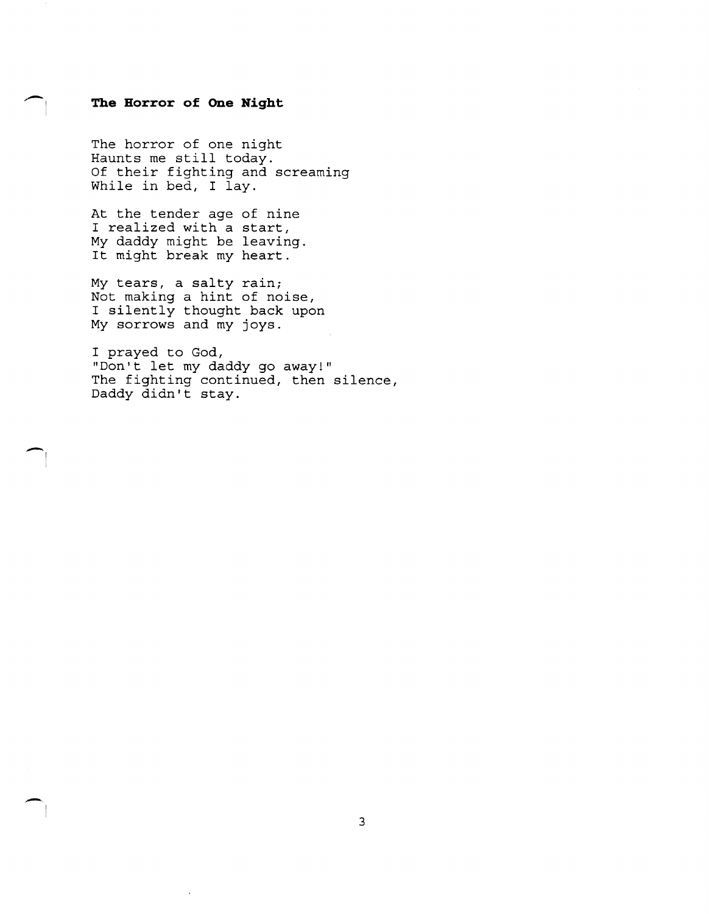## The Horror of One Night

The horror of one night  
Haunts me still today.  
Of their fighting and screaming  
While in bed, I lay.

At the tender age of nine  
I realized with a start,  
My daddy might be leaving.  
It might break my heart.

My tears, a salty rain;  
Not making a hint of noise,  
I silently thought back upon  
My sorrows and my joys.

I prayed to God,  
"Don't let my daddy go away!"  
The fighting continued, then silence,  
Daddy didn't stay.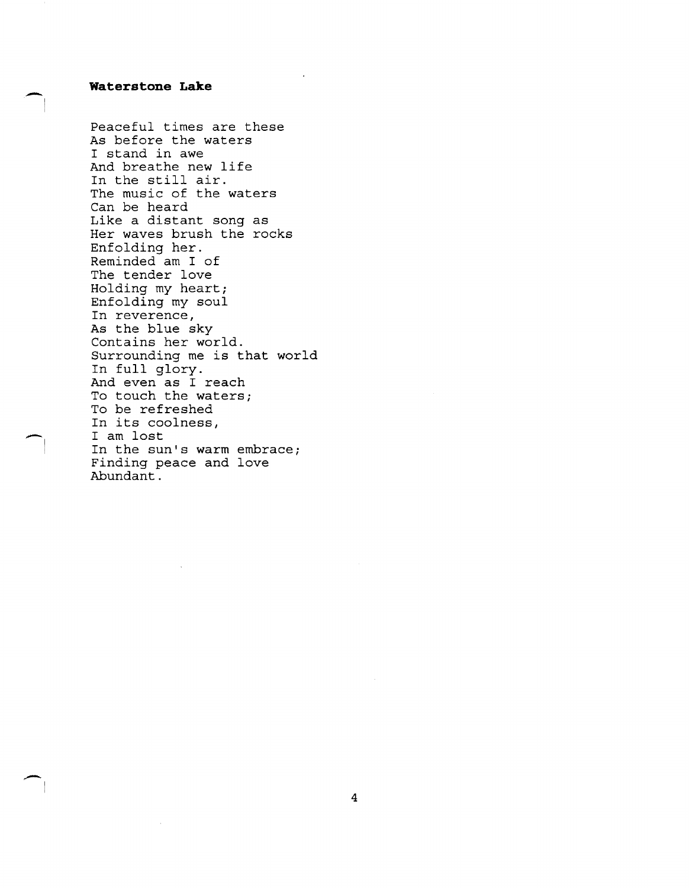**Waterstone Lake**

Peaceful times are these  
As before the waters  
I stand in awe  
And breathe new life  
In the still air.  
The music of the waters  
Can be heard  
Like a distant song as  
Her waves brush the rocks  
Enfolding her.  
Reminded am I of  
The tender love  
Holding my heart;  
Enfolding my soul  
In reverence,  
As the blue sky  
Contains her world.  
Surrounding me is that world  
In full glory.  
And even as I reach  
To touch the waters;  
To be refreshed  
In its coolness,  
I am lost  
In the sun's warm embrace;  
Finding peace and love  
Abundant.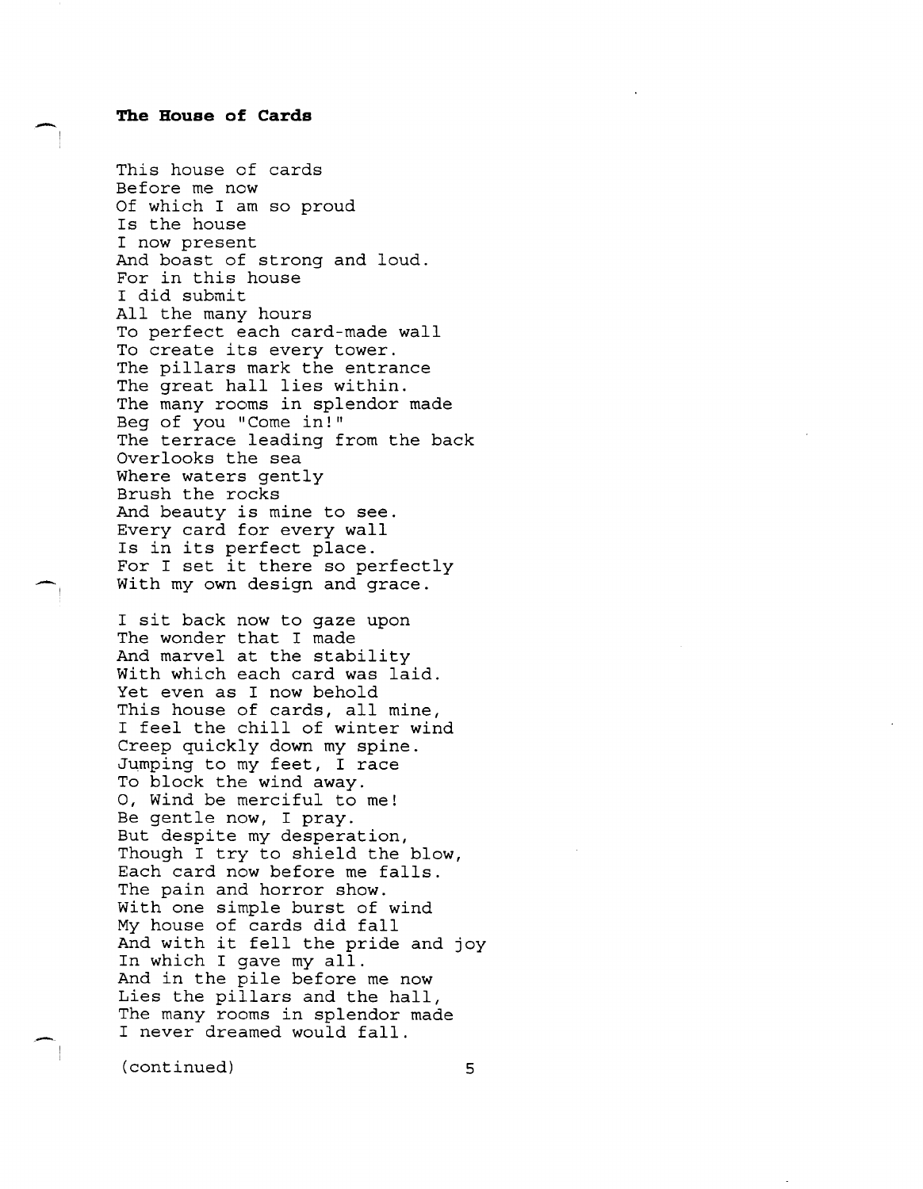**The House of Cards**

This house of cards  
Before me now  
Of which I am so proud  
Is the house  
I now present  
And boast of strong and loud.  
For in this house  
I did submit  
All the many hours  
To perfect each card-made wall  
To create its every tower.  
The pillars mark the entrance  
The great hall lies within.  
The many rooms in splendor made  
Beg of you "Come in!"  
The terrace leading from the back  
Overlooks the sea  
Where waters gently  
Brush the rocks  
And beauty is mine to see.  
Every card for every wall  
Is in its perfect place.  
For I set it there so perfectly  
With my own design and grace.

I sit back now to gaze upon  
The wonder that I made  
And marvel at the stability  
With which each card was laid.  
Yet even as I now behold  
This house of cards, all mine,  
I feel the chill of winter wind  
Creep quickly down my spine.  
Jumping to my feet, I race  
To block the wind away.  
O, Wind be merciful to me!  
Be gentle now, I pray.  
But despite my desperation,  
Though I try to shield the blow,  
Each card now before me falls.  
The pain and horror show.  
With one simple burst of wind  
My house of cards did fall  
And with it fell the pride and joy  
In which I gave my all.  
And in the pile before me now  
Lies the pillars and the hall,  
The many rooms in splendor made  
I never dreamed would fall.

(continued)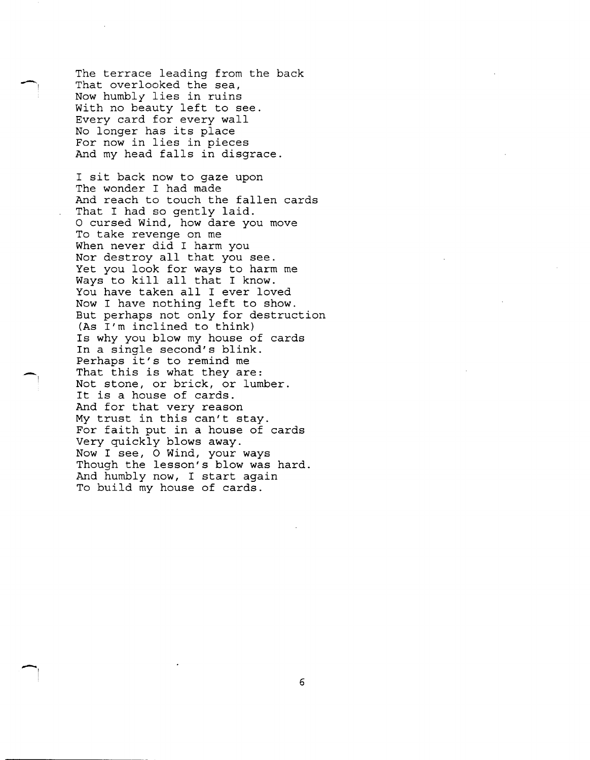The terrace leading from the back  
That overlooked the sea,  
Now humbly lies in ruins  
With no beauty left to see.  
Every card for every wall  
No longer has its place  
For now in lies in pieces  
And my head falls in disgrace.

I sit back now to gaze upon  
The wonder I had made  
And reach to touch the fallen cards  
That I had so gently laid.  
O cursed Wind, how dare you move  
To take revenge on me  
When never did I harm you  
Nor destroy all that you see.  
Yet you look for ways to harm me  
Ways to kill all that I know.  
You have taken all I ever loved  
Now I have nothing left to show.  
But perhaps not only for destruction  
(As I'm inclined to think)  
Is why you blow my house of cards  
In a single second's blink.  
Perhaps it's to remind me  
That this is what they are:  
Not stone, or brick, or lumber.  
It is a house of cards.  
And for that very reason  
My trust in this can't stay.  
For faith put in a house of cards  
Very quickly blows away.  
Now I see, O Wind, your ways  
Though the lesson's blow was hard.  
And humbly now, I start again  
To build my house of cards.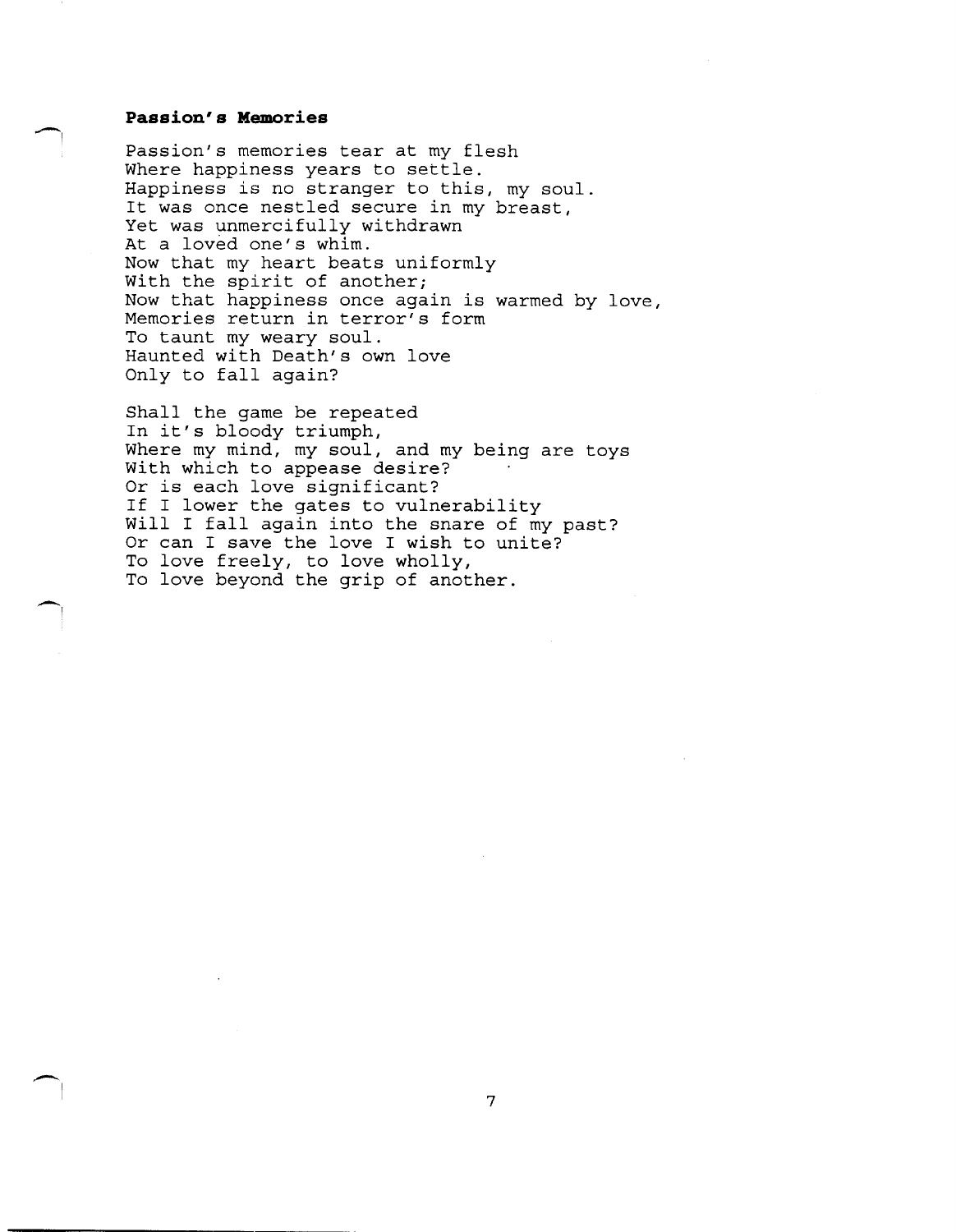**Passion's Memories**

Passion's memories tear at my flesh  
Where happiness years to settle.  
Happiness is no stranger to this, my soul.  
It was once nestled secure in my breast,  
Yet was unmercifully withdrawn  
At a loved one's whim.  
Now that my heart beats uniformly  
With the spirit of another;  
Now that happiness once again is warmed by love,  
Memories return in terror's form  
To taunt my weary soul.  
Haunted with Death's own love  
Only to fall again?

Shall the game be repeated  
In it's bloody triumph,  
Where my mind, my soul, and my being are toys  
With which to appease desire?  
Or is each love significant?  
If I lower the gates to vulnerability  
Will I fall again into the snare of my past?  
Or can I save the love I wish to unite?  
To love freely, to love wholly,  
To love beyond the grip of another.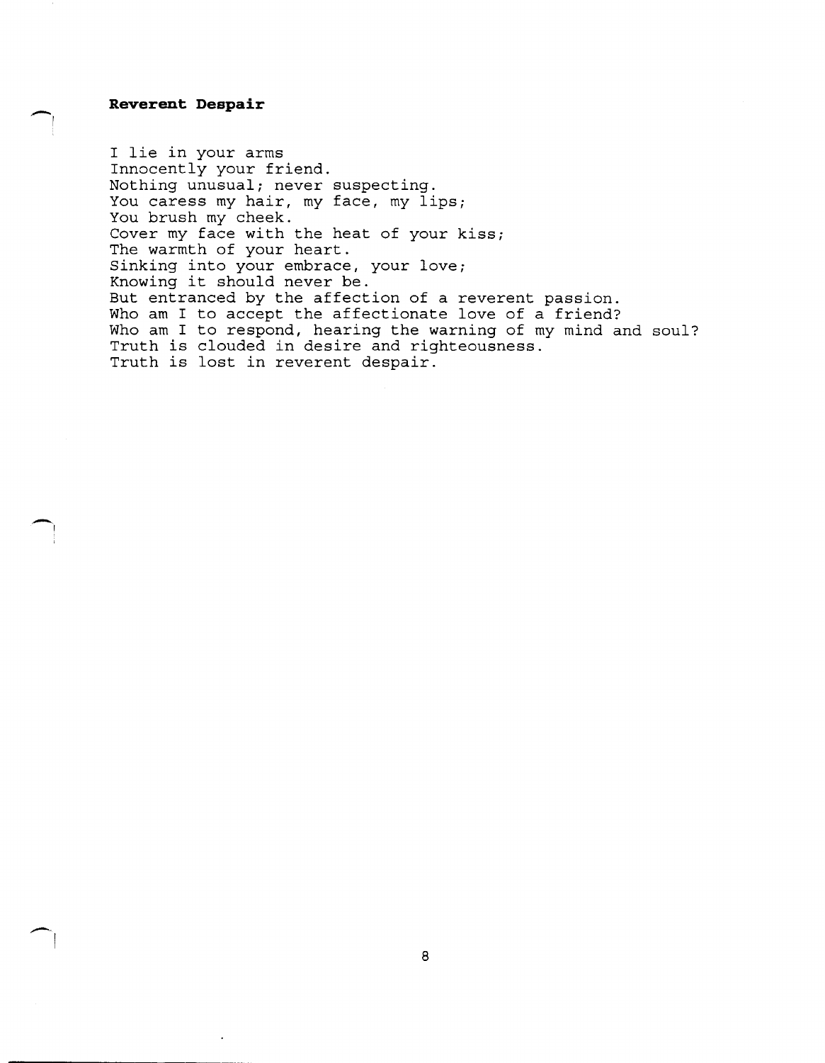**Reverent Despair**

I lie in your arms  
Innocently your friend.  
Nothing unusual; never suspecting.  
You caress my hair, my face, my lips;  
You brush my cheek.  
Cover my face with the heat of your kiss;  
The warmth of your heart.  
Sinking into your embrace, your love;  
Knowing it should never be.  
But entranced by the affection of a reverent passion.  
Who am I to accept the affectionate love of a friend?  
Who am I to respond, hearing the warning of my mind and soul?  
Truth is clouded in desire and righteousness.  
Truth is lost in reverent despair.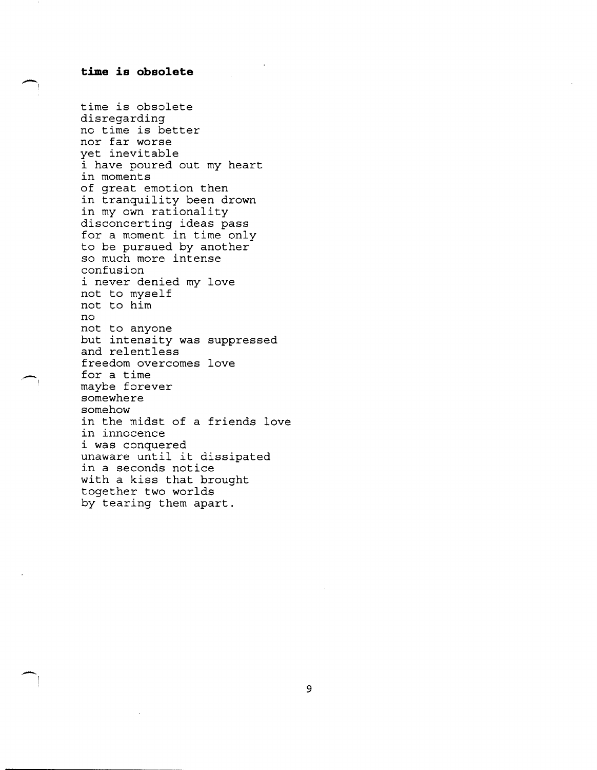**time is obsolete**

time is obsolete  
disregarding  
no time is better  
nor far worse  
yet inevitable  
i have poured out my heart  
in moments  
of great emotion then  
in tranquility been drown  
in my own rationality  
disconcerting ideas pass  
for a moment in time only  
to be pursued by another  
so much more intense  
confusion  
i never denied my love  
not to myself  
not to him  
no  
not to anyone  
but intensity was suppressed  
and relentless  
freedom overcomes love  
for a time  
maybe forever  
somewhere  
somehow  
in the midst of a friends love  
in innocence  
i was conquered  
unaware until it dissipated  
in a seconds notice  
with a kiss that brought  
together two worlds  
by tearing them apart.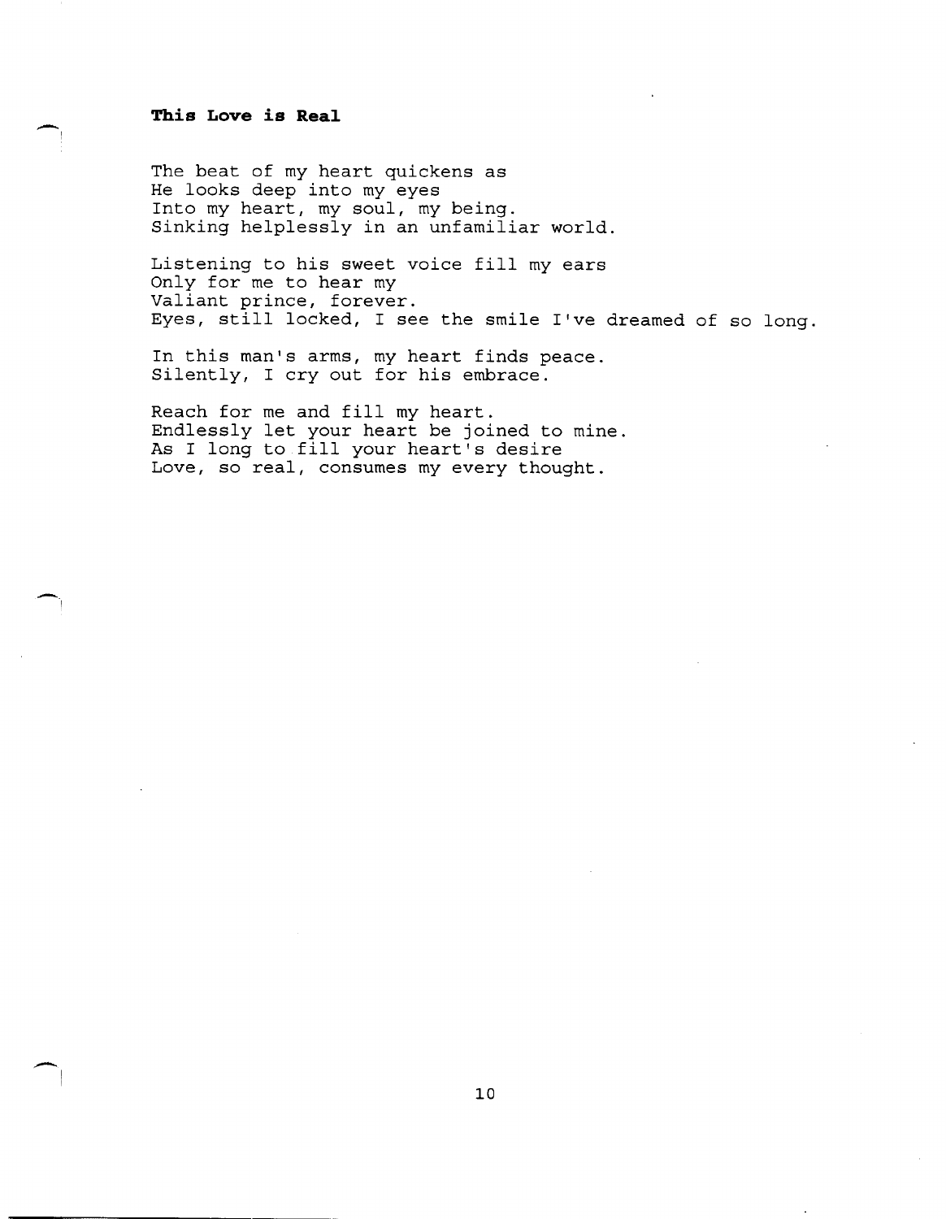**This Love is Real**

The beat of my heart quickens as
He looks deep into my eyes
Into my heart, my soul, my being.
Sinking helplessly in an unfamiliar world.

Listening to his sweet voice fill my ears
Only for me to hear my
Valiant prince, forever.
Eyes, still locked, I see the smile I've dreamed of so long.

In this man's arms, my heart finds peace.
Silently, I cry out for his embrace.

Reach for me and fill my heart.
Endlessly let your heart be joined to mine.
As I long to fill your heart's desire
Love, so real, consumes my every thought.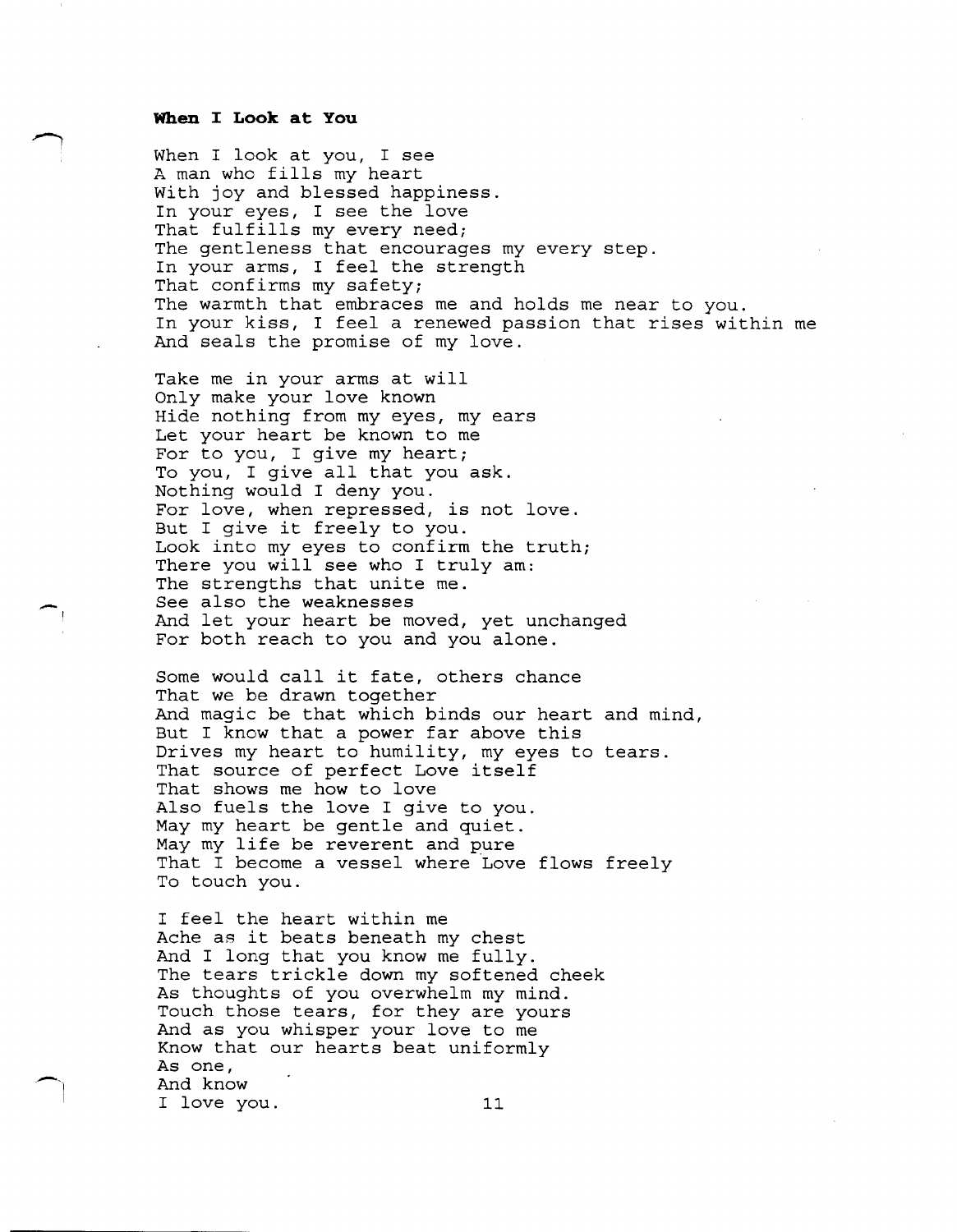**When I Look at You**

When I look at you, I see  
A man who fills my heart  
With joy and blessed happiness.  
In your eyes, I see the love  
That fulfills my every need;  
The gentleness that encourages my every step.  
In your arms, I feel the strength  
That confirms my safety;  
The warmth that embraces me and holds me near to you.  
In your kiss, I feel a renewed passion that rises within me  
And seals the promise of my love.

Take me in your arms at will  
Only make your love known  
Hide nothing from my eyes, my ears  
Let your heart be known to me  
For to you, I give my heart;  
To you, I give all that you ask.  
Nothing would I deny you.  
For love, when repressed, is not love.  
But I give it freely to you.  
Look into my eyes to confirm the truth;  
There you will see who I truly am:  
The strengths that unite me.  
See also the weaknesses  
And let your heart be moved, yet unchanged  
For both reach to you and you alone.

Some would call it fate, others chance  
That we be drawn together  
And magic be that which binds our heart and mind,  
But I know that a power far above this  
Drives my heart to humility, my eyes to tears.  
That source of perfect Love itself  
That shows me how to love  
Also fuels the love I give to you.  
May my heart be gentle and quiet.  
May my life be reverent and pure  
That I become a vessel where Love flows freely  
To touch you.

I feel the heart within me  
Ache as it beats beneath my chest  
And I long that you know me fully.  
The tears trickle down my softened cheek  
As thoughts of you overwhelm my mind.  
Touch those tears, for they are yours  
And as you whisper your love to me  
Know that our hearts beat uniformly  
As one,  
And know  
I love you.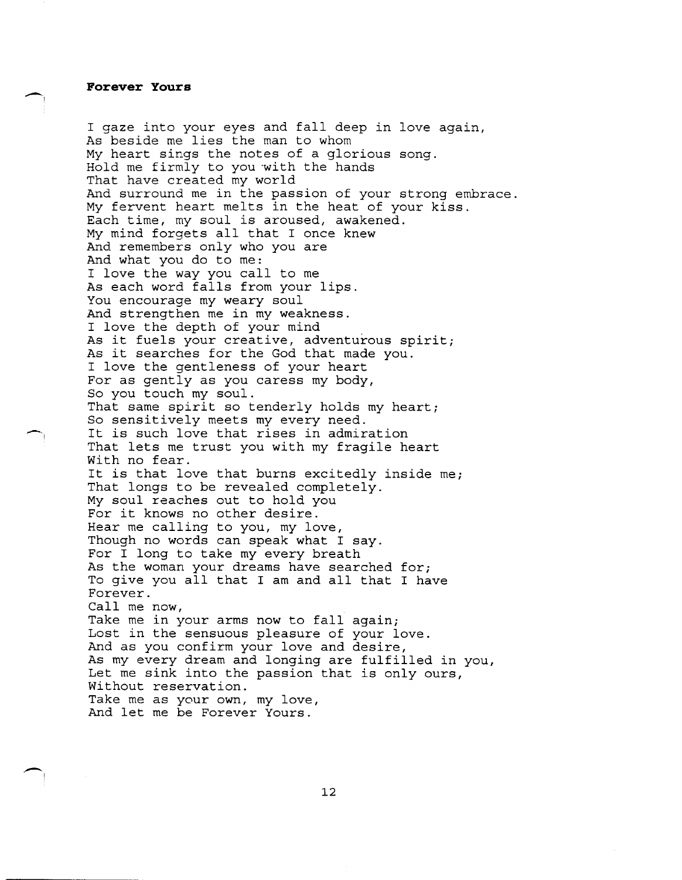**Forever Yours**

I gaze into your eyes and fall deep in love again,
As beside me lies the man to whom
My heart sings the notes of a glorious song.
Hold me firmly to you with the hands
That have created my world
And surround me in the passion of your strong embrace.
My fervent heart melts in the heat of your kiss.
Each time, my soul is aroused, awakened.
My mind forgets all that I once knew
And remembers only who you are
And what you do to me:
I love the way you call to me
As each word falls from your lips.
You encourage my weary soul
And strengthen me in my weakness.
I love the depth of your mind
As it fuels your creative, adventurous spirit;
As it searches for the God that made you.
I love the gentleness of your heart
For as gently as you caress my body,
So you touch my soul.
That same spirit so tenderly holds my heart;
So sensitively meets my every need.
It is such love that rises in admiration
That lets me trust you with my fragile heart
With no fear.
It is that love that burns excitedly inside me;
That longs to be revealed completely.
My soul reaches out to hold you
For it knows no other desire.
Hear me calling to you, my love,
Though no words can speak what I say.
For I long to take my every breath
As the woman your dreams have searched for;
To give you all that I am and all that I have
Forever.
Call me now,
Take me in your arms now to fall again;
Lost in the sensuous pleasure of your love.
And as you confirm your love and desire,
As my every dream and longing are fulfilled in you,
Let me sink into the passion that is only ours,
Without reservation.
Take me as your own, my love,
And let me be Forever Yours.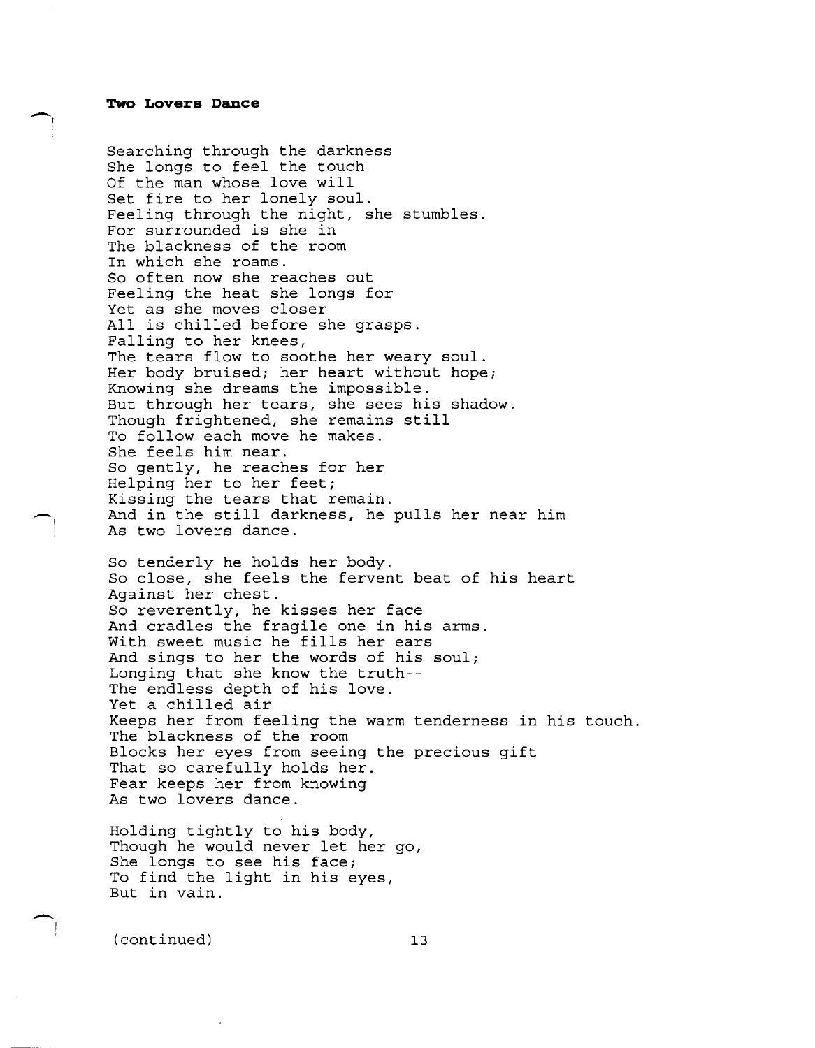**Two Lovers Dance**

Searching through the darkness  
She longs to feel the touch  
Of the man whose love will  
Set fire to her lonely soul.  
Feeling through the night, she stumbles.  
For surrounded is she in  
The blackness of the room  
In which she roams.  
So often now she reaches out  
Feeling the heat she longs for  
Yet as she moves closer  
All is chilled before she grasps.  
Falling to her knees,  
The tears flow to soothe her weary soul.  
Her body bruised; her heart without hope;  
Knowing she dreams the impossible.  
But through her tears, she sees his shadow.  
Though frightened, she remains still  
To follow each move he makes.  
She feels him near.  
So gently, he reaches for her  
Helping her to her feet;  
Kissing the tears that remain.  
And in the still darkness, he pulls her near him  
As two lovers dance.

So tenderly he holds her body.  
So close, she feels the fervent beat of his heart  
Against her chest.  
So reverently, he kisses her face  
And cradles the fragile one in his arms.  
With sweet music he fills her ears  
And sings to her the words of his soul;  
Longing that she know the truth--  
The endless depth of his love.  
Yet a chilled air  
Keeps her from feeling the warm tenderness in his touch.  
The blackness of the room  
Blocks her eyes from seeing the precious gift  
That so carefully holds her.  
Fear keeps her from knowing  
As two lovers dance.

Holding tightly to his body,  
Though he would never let her go,  
She longs to see his face;  
To find the light in his eyes,  
But in vain.

(continued)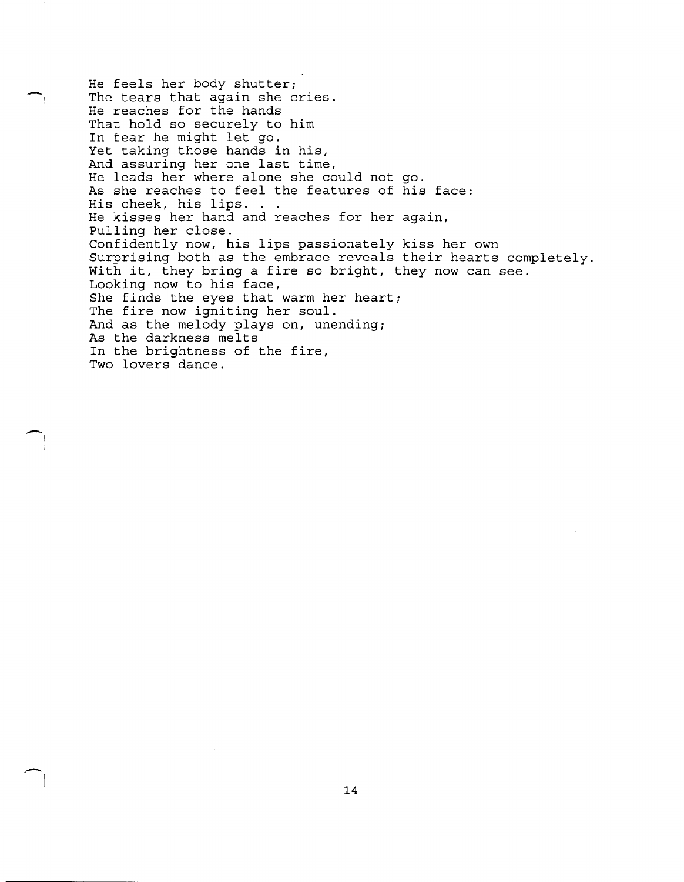He feels her body shutter;  
The tears that again she cries.  
He reaches for the hands  
That hold so securely to him  
In fear he might let go.  
Yet taking those hands in his,  
And assuring her one last time,  
He leads her where alone she could not go.  
As she reaches to feel the features of his face:  
His cheek, his lips. . .  
He kisses her hand and reaches for her again,  
Pulling her close.  
Confidently now, his lips passionately kiss her own  
Surprising both as the embrace reveals their hearts completely.  
With it, they bring a fire so bright, they now can see.  
Looking now to his face,  
She finds the eyes that warm her heart;  
The fire now igniting her soul.  
And as the melody plays on, unending;  
As the darkness melts  
In the brightness of the fire,  
Two lovers dance.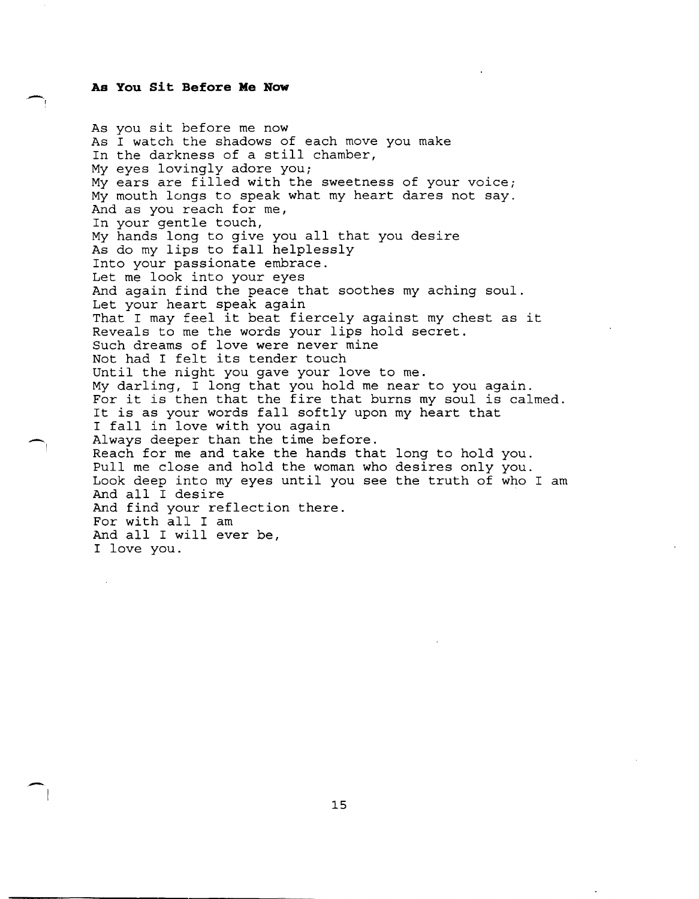**As You Sit Before Me Now**

As you sit before me now  
As I watch the shadows of each move you make  
In the darkness of a still chamber,  
My eyes lovingly adore you;  
My ears are filled with the sweetness of your voice;  
My mouth longs to speak what my heart dares not say.  
And as you reach for me,  
In your gentle touch,  
My hands long to give you all that you desire  
As do my lips to fall helplessly  
Into your passionate embrace.  
Let me look into your eyes  
And again find the peace that soothes my aching soul.  
Let your heart speak again  
That I may feel it beat fiercely against my chest as it  
Reveals to me the words your lips hold secret.  
Such dreams of love were never mine  
Not had I felt its tender touch  
Until the night you gave your love to me.  
My darling, I long that you hold me near to you again.  
For it is then that the fire that burns my soul is calmed.  
It is as your words fall softly upon my heart that  
I fall in love with you again  
Always deeper than the time before.  
Reach for me and take the hands that long to hold you.  
Pull me close and hold the woman who desires only you.  
Look deep into my eyes until you see the truth of who I am  
And all I desire  
And find your reflection there.  
For with all I am  
And all I will ever be,  
I love you.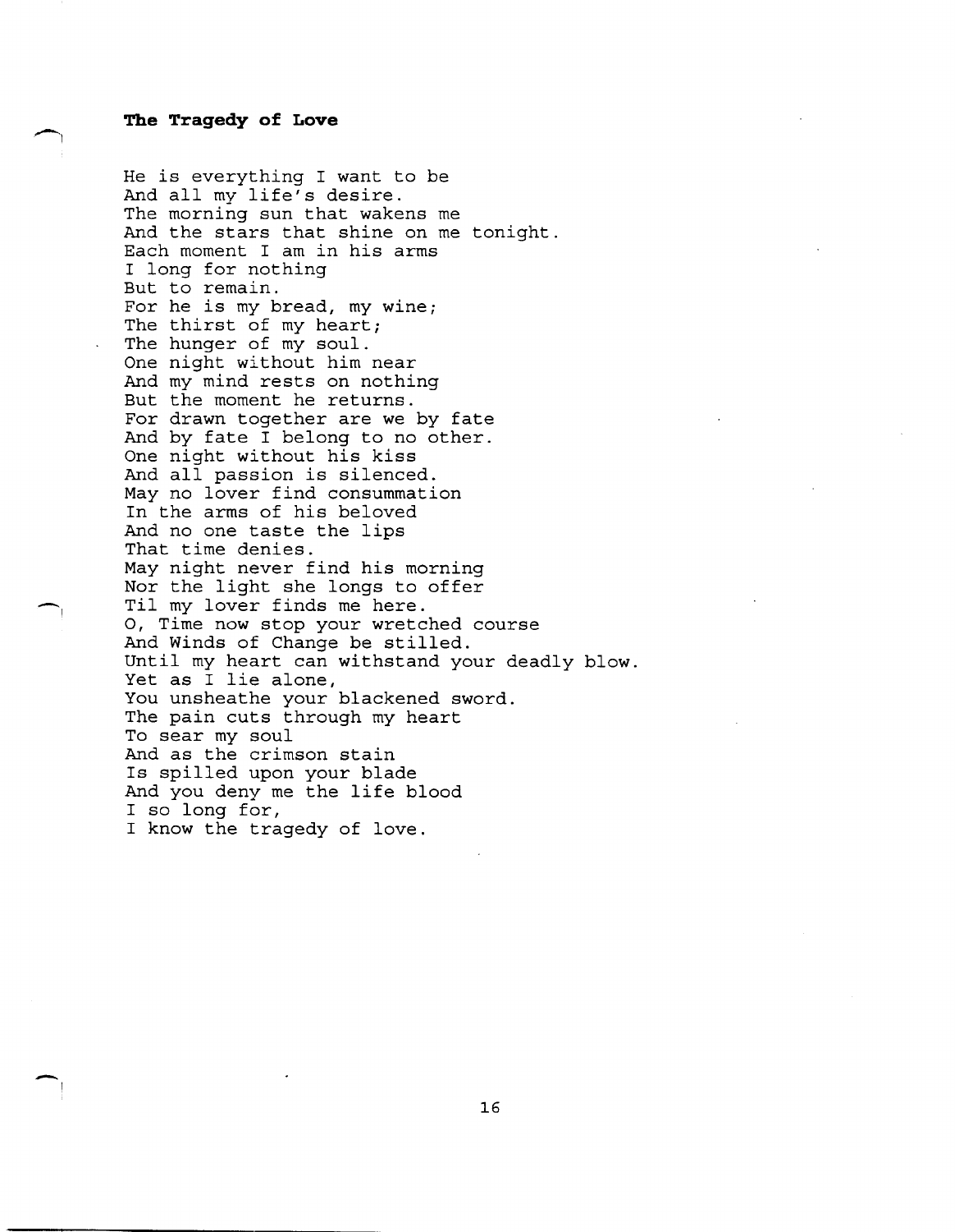**The Tragedy of Love**

He is everything I want to be  
And all my life's desire.  
The morning sun that wakens me  
And the stars that shine on me tonight.  
Each moment I am in his arms  
I long for nothing  
But to remain.  
For he is my bread, my wine;  
The thirst of my heart;  
The hunger of my soul.  
One night without him near  
And my mind rests on nothing  
But the moment he returns.  
For drawn together are we by fate  
And by fate I belong to no other.  
One night without his kiss  
And all passion is silenced.  
May no lover find consummation  
In the arms of his beloved  
And no one taste the lips  
That time denies.  
May night never find his morning  
Nor the light she longs to offer  
Til my lover finds me here.  
O, Time now stop your wretched course  
And Winds of Change be stilled.  
Until my heart can withstand your deadly blow.  
Yet as I lie alone,  
You unsheathe your blackened sword.  
The pain cuts through my heart  
To sear my soul  
And as the crimson stain  
Is spilled upon your blade  
And you deny me the life blood  
I so long for,  
I know the tragedy of love.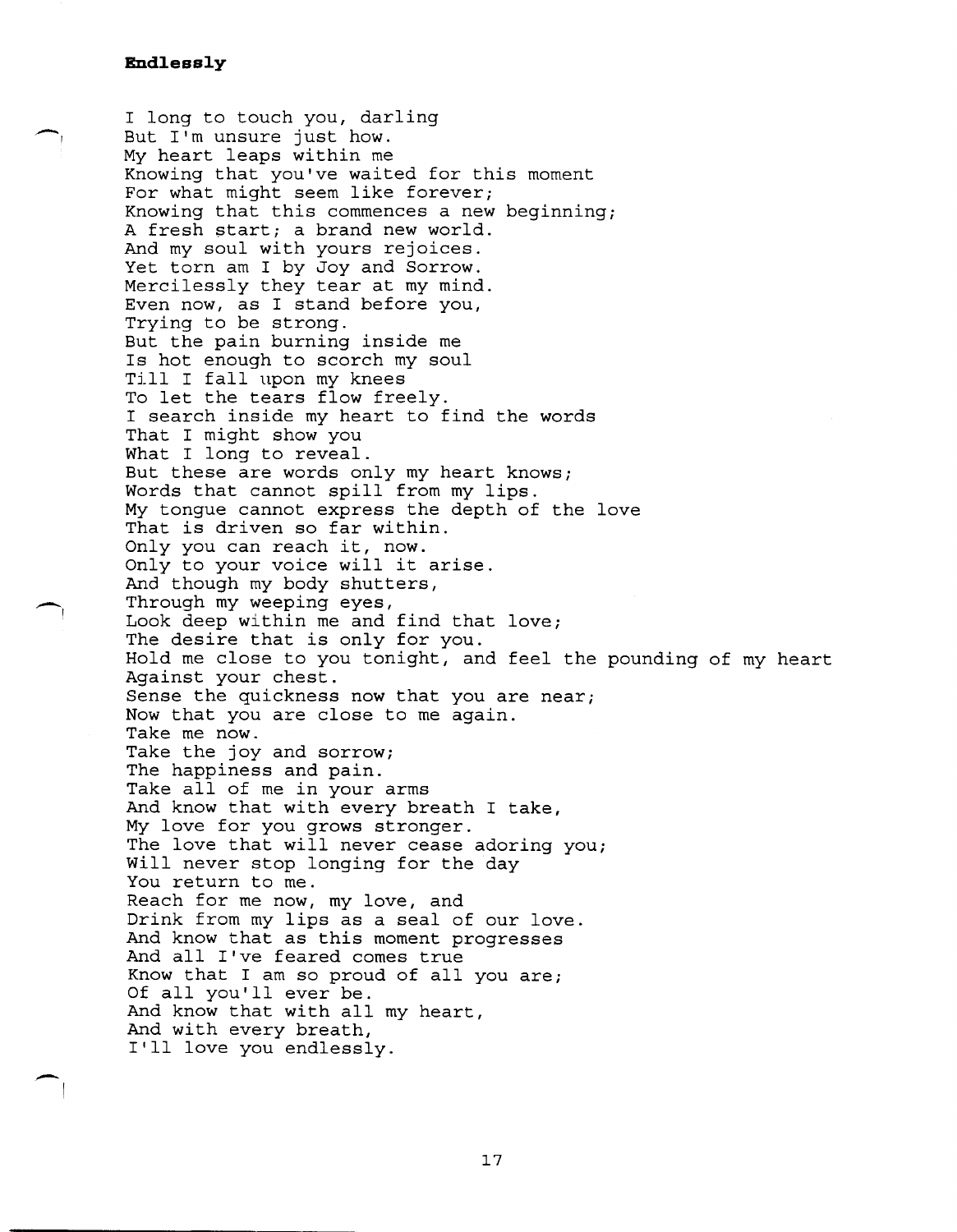**Endlessly**

I long to touch you, darling  
But I'm unsure just how.  
My heart leaps within me  
Knowing that you've waited for this moment  
For what might seem like forever;  
Knowing that this commences a new beginning;  
A fresh start; a brand new world.  
And my soul with yours rejoices.  
Yet torn am I by Joy and Sorrow.  
Mercilessly they tear at my mind.  
Even now, as I stand before you,  
Trying to be strong.  
But the pain burning inside me  
Is hot enough to scorch my soul  
Till I fall upon my knees  
To let the tears flow freely.  
I search inside my heart to find the words  
That I might show you  
What I long to reveal.  
But these are words only my heart knows;  
Words that cannot spill from my lips.  
My tongue cannot express the depth of the love  
That is driven so far within.  
Only you can reach it, now.  
Only to your voice will it arise.  
And though my body shutters,  
Through my weeping eyes,  
Look deep within me and find that love;  
The desire that is only for you.  
Hold me close to you tonight, and feel the pounding of my heart  
Against your chest.  
Sense the quickness now that you are near;  
Now that you are close to me again.  
Take me now.  
Take the joy and sorrow;  
The happiness and pain.  
Take all of me in your arms  
And know that with every breath I take,  
My love for you grows stronger.  
The love that will never cease adoring you;  
Will never stop longing for the day  
You return to me.  
Reach for me now, my love, and  
Drink from my lips as a seal of our love.  
And know that as this moment progresses  
And all I've feared comes true  
Know that I am so proud of all you are;  
Of all you'll ever be.  
And know that with all my heart,  
And with every breath,  
I'll love you endlessly.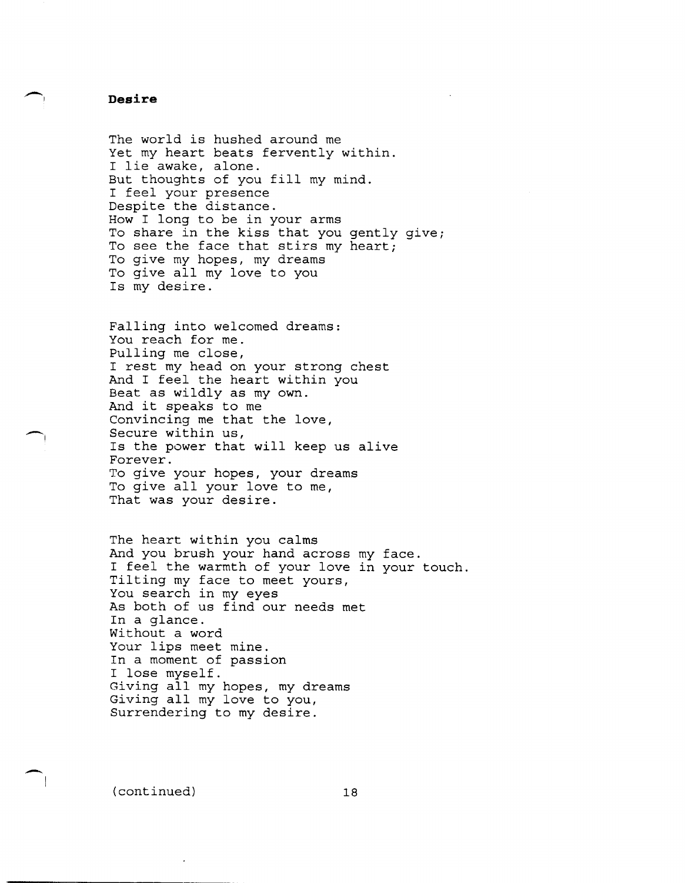**Desire**

The world is hushed around me  
Yet my heart beats fervently within.  
I lie awake, alone.  
But thoughts of you fill my mind.  
I feel your presence  
Despite the distance.  
How I long to be in your arms  
To share in the kiss that you gently give;  
To see the face that stirs my heart;  
To give my hopes, my dreams  
To give all my love to you  
Is my desire.

Falling into welcomed dreams:  
You reach for me.  
Pulling me close,  
I rest my head on your strong chest  
And I feel the heart within you  
Beat as wildly as my own.  
And it speaks to me  
Convincing me that the love,  
Secure within us,  
Is the power that will keep us alive  
Forever.  
To give your hopes, your dreams  
To give all your love to me,  
That was your desire.

The heart within you calms  
And you brush your hand across my face.  
I feel the warmth of your love in your touch.  
Tilting my face to meet yours,  
You search in my eyes  
As both of us find our needs met  
In a glance.  
Without a word  
Your lips meet mine.  
In a moment of passion  
I lose myself.  
Giving all my hopes, my dreams  
Giving all my love to you,  
Surrendering to my desire.

(continued)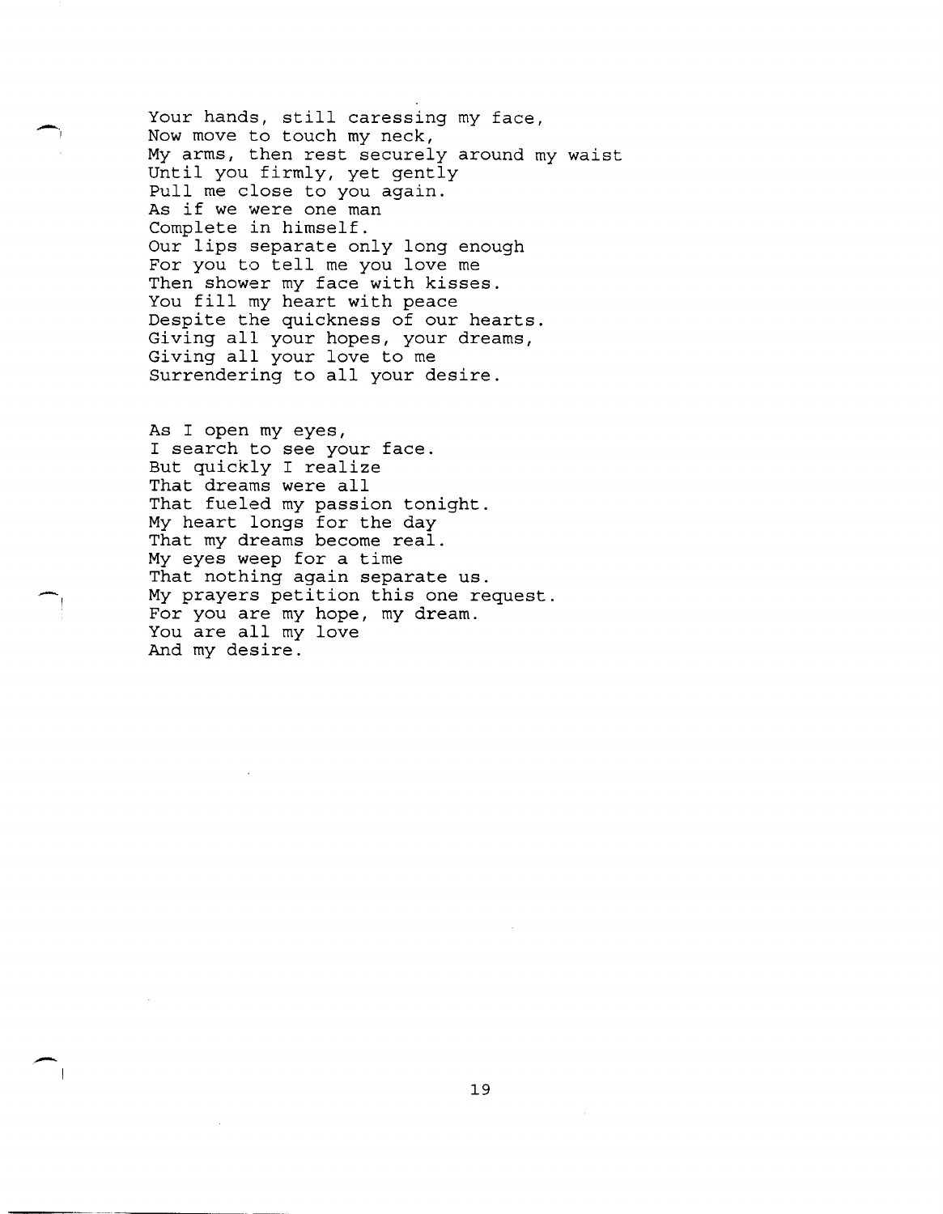Your hands, still caressing my face,  
Now move to touch my neck,  
My arms, then rest securely around my waist  
Until you firmly, yet gently  
Pull me close to you again.  
As if we were one man  
Complete in himself.  
Our lips separate only long enough  
For you to tell me you love me  
Then shower my face with kisses.  
You fill my heart with peace  
Despite the quickness of our hearts.  
Giving all your hopes, your dreams,  
Giving all your love to me  
Surrendering to all your desire.

As I open my eyes,  
I search to see your face.  
But quickly I realize  
That dreams were all  
That fueled my passion tonight.  
My heart longs for the day  
That my dreams become real.  
My eyes weep for a time  
That nothing again separate us.  
My prayers petition this one request.  
For you are my hope, my dream.  
You are all my love  
And my desire.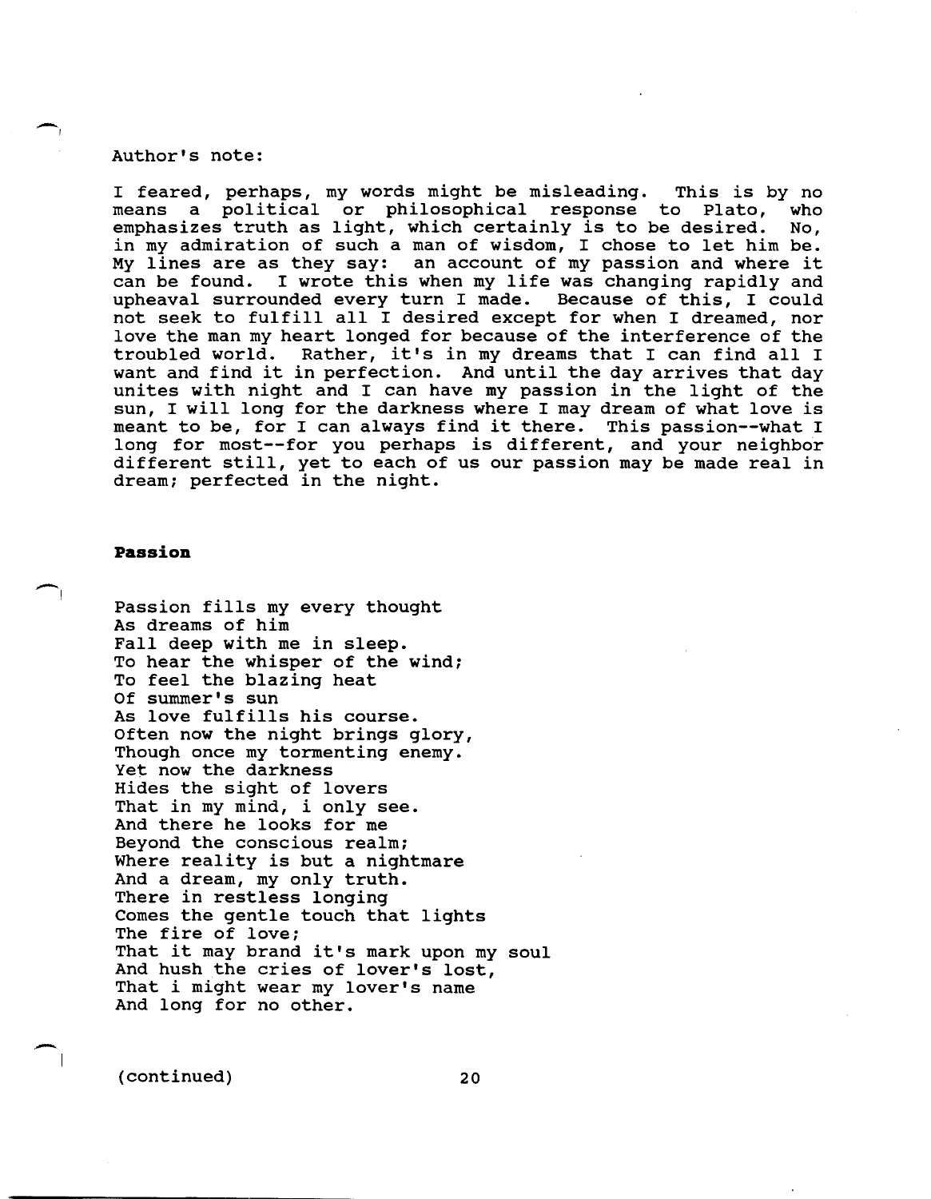Author's note:

I feared, perhaps, my words might be misleading. This is by no means a political or philosophical response to Plato, who emphasizes truth as light, which certainly is to be desired. No, in my admiration of such a man of wisdom, I chose to let him be. My lines are as they say: an account of my passion and where it can be found. I wrote this when my life was changing rapidly and upheaval surrounded every turn I made. Because of this, I could not seek to fulfill all I desired except for when I dreamed, nor love the man my heart longed for because of the interference of the troubled world. Rather, it's in my dreams that I can find all I want and find it in perfection. And until the day arrives that day unites with night and I can have my passion in the light of the sun, I will long for the darkness where I may dream of what love is meant to be, for I can always find it there. This passion--what I long for most--for you perhaps is different, and your neighbor different still, yet to each of us our passion may be made real in dream; perfected in the night.

**Passion**

Passion fills my every thought  
As dreams of him  
Fall deep with me in sleep.  
To hear the whisper of the wind;  
To feel the blazing heat  
Of summer's sun  
As love fulfills his course.  
Often now the night brings glory,  
Though once my tormenting enemy.  
Yet now the darkness  
Hides the sight of lovers  
That in my mind, i only see.  
And there he looks for me  
Beyond the conscious realm;  
Where reality is but a nightmare  
And a dream, my only truth.  
There in restless longing  
Comes the gentle touch that lights  
The fire of love;  
That it may brand it's mark upon my soul  
And hush the cries of lover's lost,  
That i might wear my lover's name  
And long for no other.

(continued)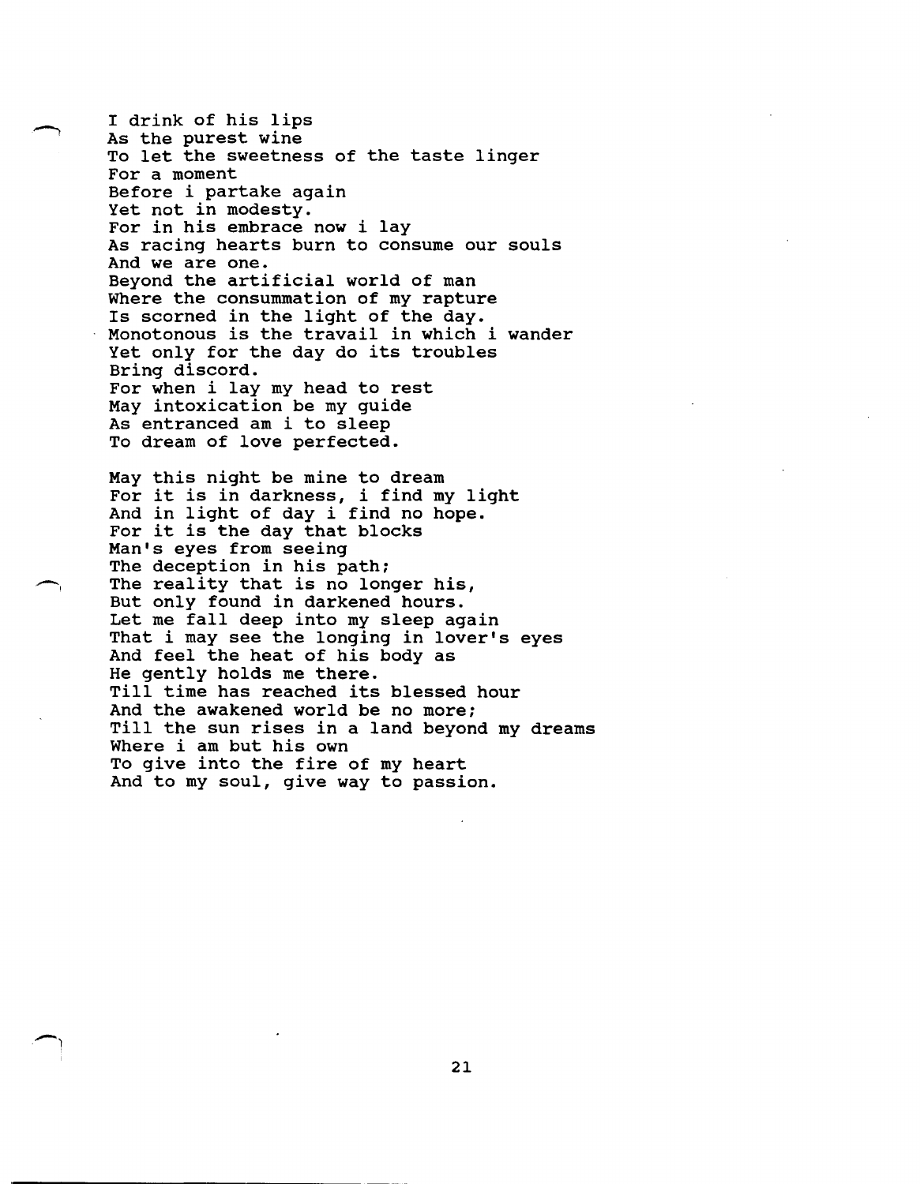I drink of his lips
As the purest wine
To let the sweetness of the taste linger
For a moment
Before i partake again
Yet not in modesty.
For in his embrace now i lay
As racing hearts burn to consume our souls
And we are one.
Beyond the artificial world of man
Where the consummation of my rapture
Is scorned in the light of the day.
Monotonous is the travail in which i wander
Yet only for the day do its troubles
Bring discord.
For when i lay my head to rest
May intoxication be my guide
As entranced am i to sleep
To dream of love perfected.

May this night be mine to dream
For it is in darkness, i find my light
And in light of day i find no hope.
For it is the day that blocks
Man's eyes from seeing
The deception in his path;
The reality that is no longer his,
But only found in darkened hours.
Let me fall deep into my sleep again
That i may see the longing in lover's eyes
And feel the heat of his body as
He gently holds me there.
Till time has reached its blessed hour
And the awakened world be no more;
Till the sun rises in a land beyond my dreams
Where i am but his own
To give into the fire of my heart
And to my soul, give way to passion.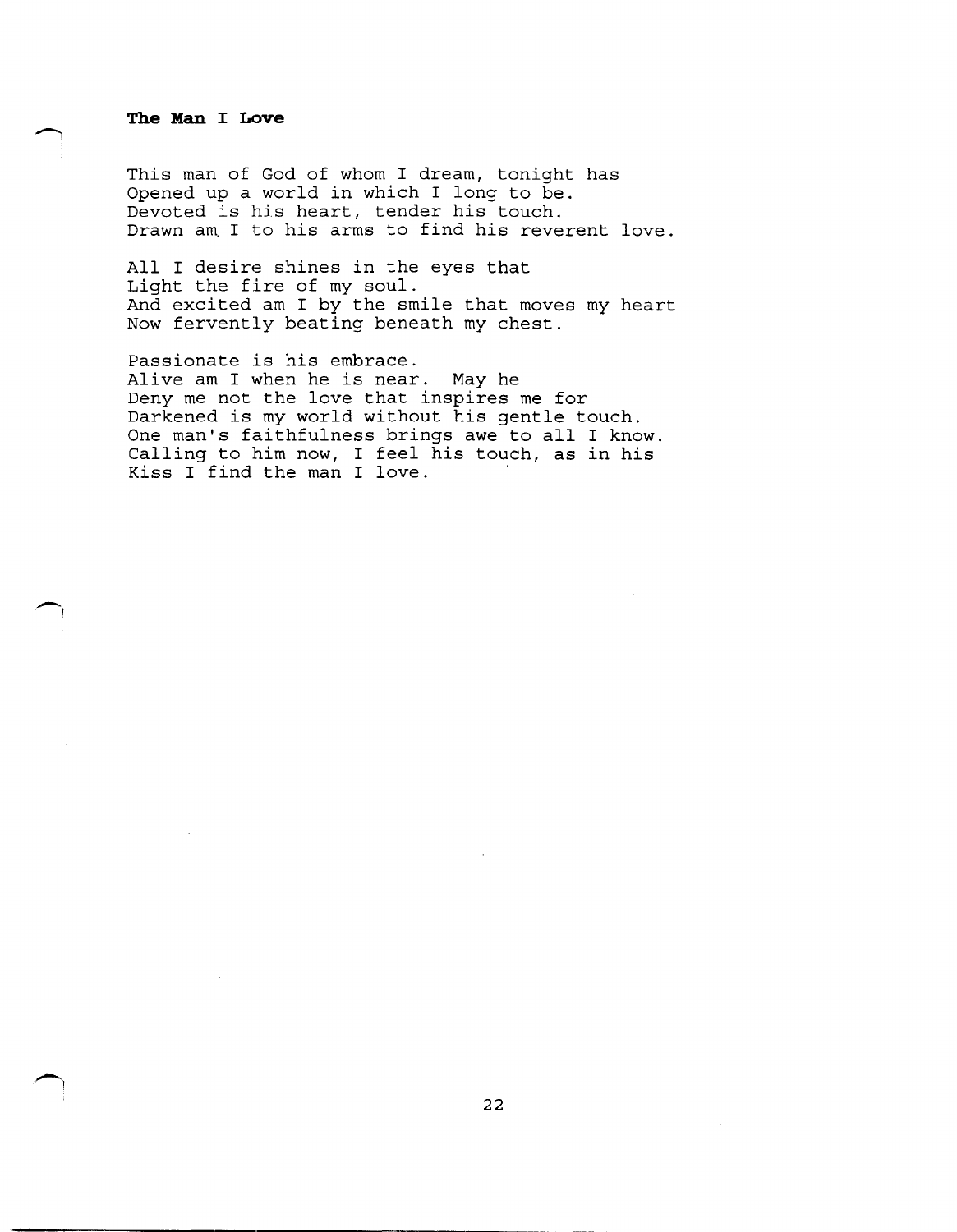**The Man I Love**

This man of God of whom I dream, tonight has
Opened up a world in which I long to be.
Devoted is his heart, tender his touch.
Drawn am I to his arms to find his reverent love.

All I desire shines in the eyes that
Light the fire of my soul.
And excited am I by the smile that moves my heart
Now fervently beating beneath my chest.

Passionate is his embrace.
Alive am I when he is near. May he
Deny me not the love that inspires me for
Darkened is my world without his gentle touch.
One man's faithfulness brings awe to all I know.
Calling to him now, I feel his touch, as in his
Kiss I find the man I love.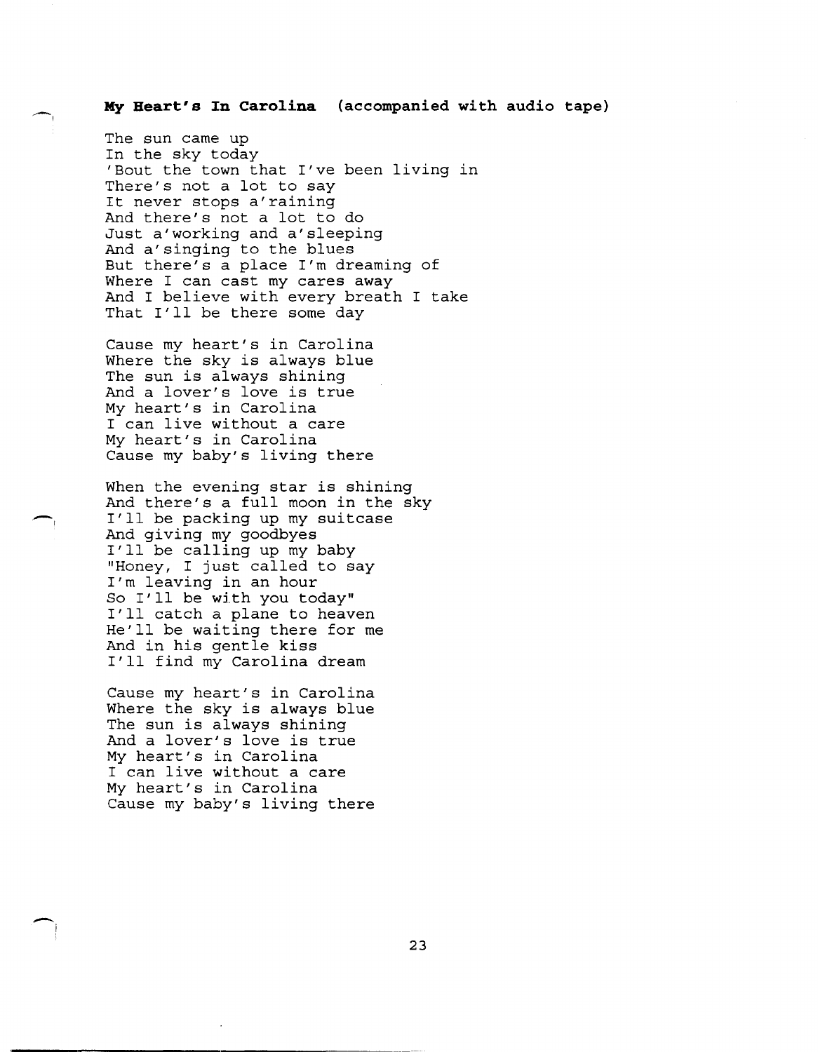**My Heart's In Carolina (accompanied with audio tape)**

The sun came up
In the sky today
'Bout the town that I've been living in
There's not a lot to say
It never stops a'raining
And there's not a lot to do
Just a'working and a'sleeping
And a'singing to the blues
But there's a place I'm dreaming of
Where I can cast my cares away
And I believe with every breath I take
That I'll be there some day

Cause my heart's in Carolina
Where the sky is always blue
The sun is always shining
And a lover's love is true
My heart's in Carolina
I can live without a care
My heart's in Carolina
Cause my baby's living there

When the evening star is shining
And there's a full moon in the sky
I'll be packing up my suitcase
And giving my goodbyes
I'll be calling up my baby
"Honey, I just called to say
I'm leaving in an hour
So I'll be with you today"
I'll catch a plane to heaven
He'll be waiting there for me
And in his gentle kiss
I'll find my Carolina dream

Cause my heart's in Carolina
Where the sky is always blue
The sun is always shining
And a lover's love is true
My heart's in Carolina
I can live without a care
My heart's in Carolina
Cause my baby's living there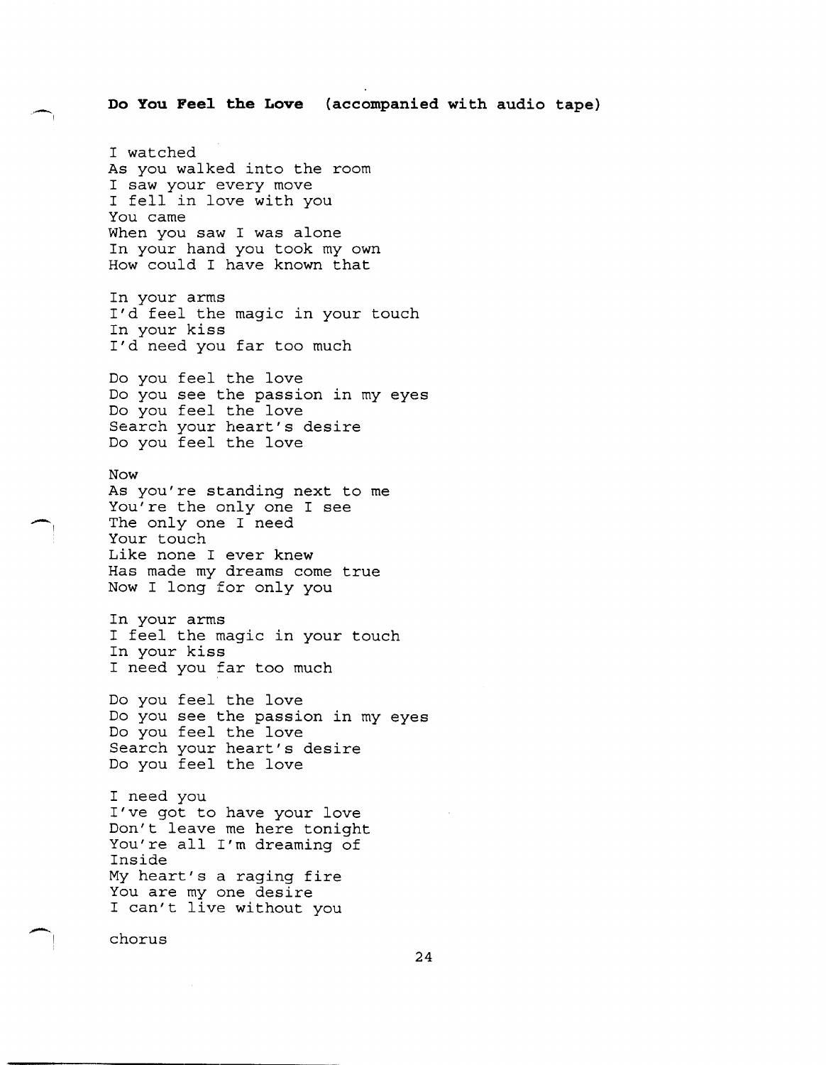**Do You Feel the Love** (accompanied with audio tape)

I watched
As you walked into the room
I saw your every move
I fell in love with you
You came
When you saw I was alone
In your hand you took my own
How could I have known that

In your arms
I'd feel the magic in your touch
In your kiss
I'd need you far too much

Do you feel the love
Do you see the passion in my eyes
Do you feel the love
Search your heart's desire
Do you feel the love

Now
As you're standing next to me
You're the only one I see
The only one I need
Your touch
Like none I ever knew
Has made my dreams come true
Now I long for only you

In your arms
I feel the magic in your touch
In your kiss
I need you far too much

Do you feel the love
Do you see the passion in my eyes
Do you feel the love
Search your heart's desire
Do you feel the love

I need you
I've got to have your love
Don't leave me here tonight
You're all I'm dreaming of
Inside
My heart's a raging fire
You are my one desire
I can't live without you

chorus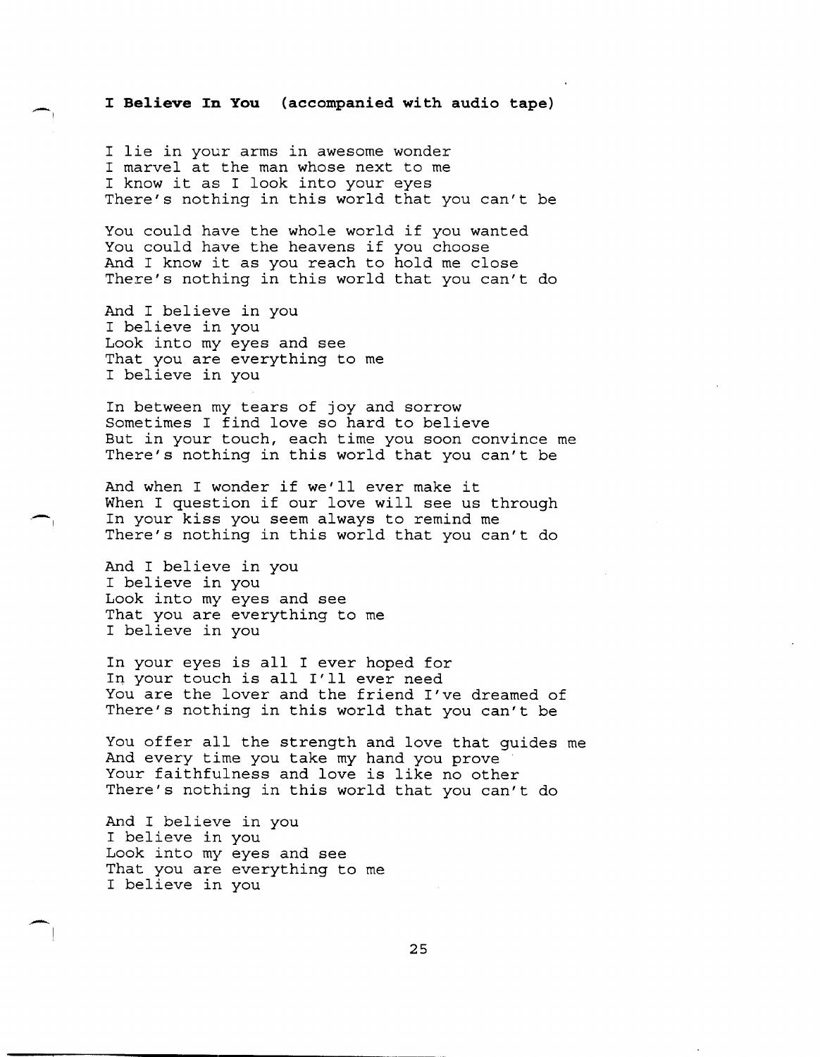**I Believe In You (accompanied with audio tape)**

I lie in your arms in awesome wonder
I marvel at the man whose next to me
I know it as I look into your eyes
There's nothing in this world that you can't be

You could have the whole world if you wanted
You could have the heavens if you choose
And I know it as you reach to hold me close
There's nothing in this world that you can't do

And I believe in you
I believe in you
Look into my eyes and see
That you are everything to me
I believe in you

In between my tears of joy and sorrow
Sometimes I find love so hard to believe
But in your touch, each time you soon convince me
There's nothing in this world that you can't be

And when I wonder if we'll ever make it
When I question if our love will see us through
In your kiss you seem always to remind me
There's nothing in this world that you can't do

And I believe in you
I believe in you
Look into my eyes and see
That you are everything to me
I believe in you

In your eyes is all I ever hoped for
In your touch is all I'll ever need
You are the lover and the friend I've dreamed of
There's nothing in this world that you can't be

You offer all the strength and love that guides me
And every time you take my hand you prove
Your faithfulness and love is like no other
There's nothing in this world that you can't do

And I believe in you
I believe in you
Look into my eyes and see
That you are everything to me
I believe in you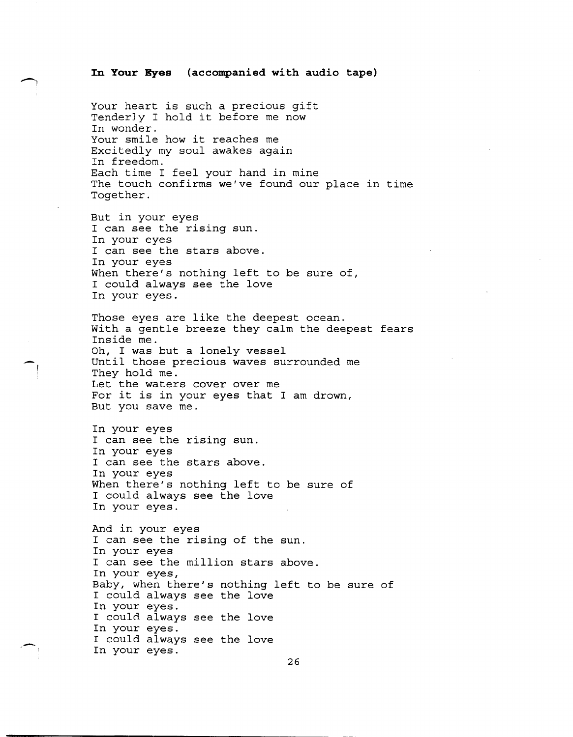**In Your Eyes** **(accompanied with audio tape)**

Your heart is such a precious gift  
Tenderly I hold it before me now  
In wonder.  
Your smile how it reaches me  
Excitedly my soul awakes again  
In freedom.  
Each time I feel your hand in mine  
The touch confirms we've found our place in time  
Together.

But in your eyes  
I can see the rising sun.  
In your eyes  
I can see the stars above.  
In your eyes  
When there's nothing left to be sure of,  
I could always see the love  
In your eyes.

Those eyes are like the deepest ocean.  
With a gentle breeze they calm the deepest fears  
Inside me.  
Oh, I was but a lonely vessel  
Until those precious waves surrounded me  
They hold me.  
Let the waters cover over me  
For it is in your eyes that I am drown,  
But you save me.

In your eyes  
I can see the rising sun.  
In your eyes  
I can see the stars above.  
In your eyes  
When there's nothing left to be sure of  
I could always see the love  
In your eyes.

And in your eyes  
I can see the rising of the sun.  
In your eyes  
I can see the million stars above.  
In your eyes,  
Baby, when there's nothing left to be sure of  
I could always see the love  
In your eyes.  
I could always see the love  
In your eyes.  
I could always see the love  
In your eyes.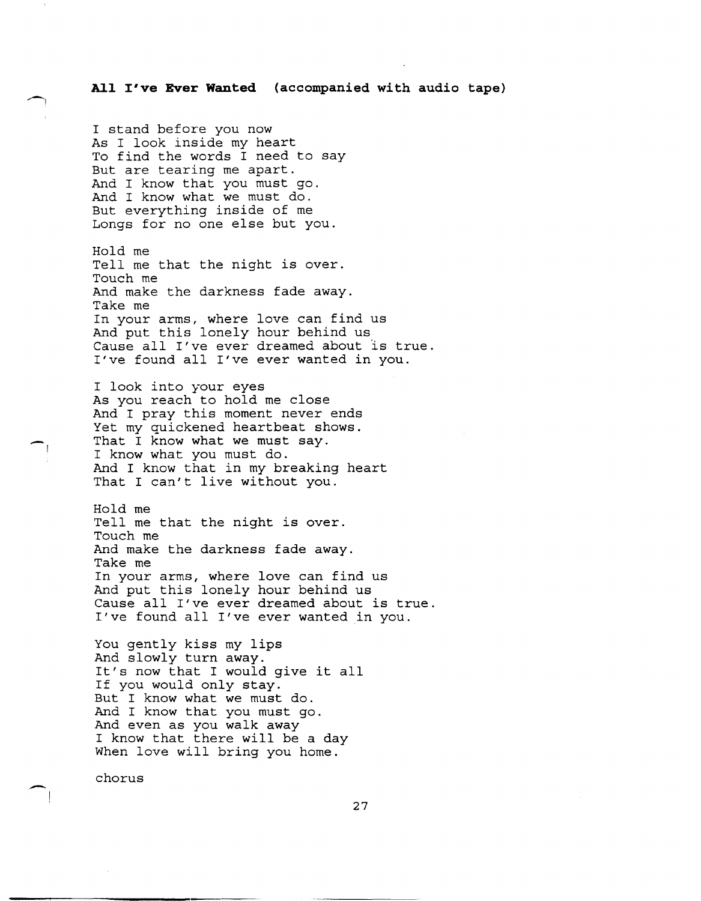**All I've Ever Wanted (accompanied with audio tape)**

I stand before you now  
As I look inside my heart  
To find the words I need to say  
But are tearing me apart.  
And I know that you must go.  
And I know what we must do.  
But everything inside of me  
Longs for no one else but you.

Hold me  
Tell me that the night is over.  
Touch me  
And make the darkness fade away.  
Take me  
In your arms, where love can find us  
And put this lonely hour behind us  
Cause all I've ever dreamed about is true.  
I've found all I've ever wanted in you.

I look into your eyes  
As you reach to hold me close  
And I pray this moment never ends  
Yet my quickened heartbeat shows.  
That I know what we must say.  
I know what you must do.  
And I know that in my breaking heart  
That I can't live without you.

Hold me  
Tell me that the night is over.  
Touch me  
And make the darkness fade away.  
Take me  
In your arms, where love can find us  
And put this lonely hour behind us  
Cause all I've ever dreamed about is true.  
I've found all I've ever wanted in you.

You gently kiss my lips  
And slowly turn away.  
It's now that I would give it all  
If you would only stay.  
But I know what we must do.  
And I know that you must go.  
And even as you walk away  
I know that there will be a day  
When love will bring you home.

chorus